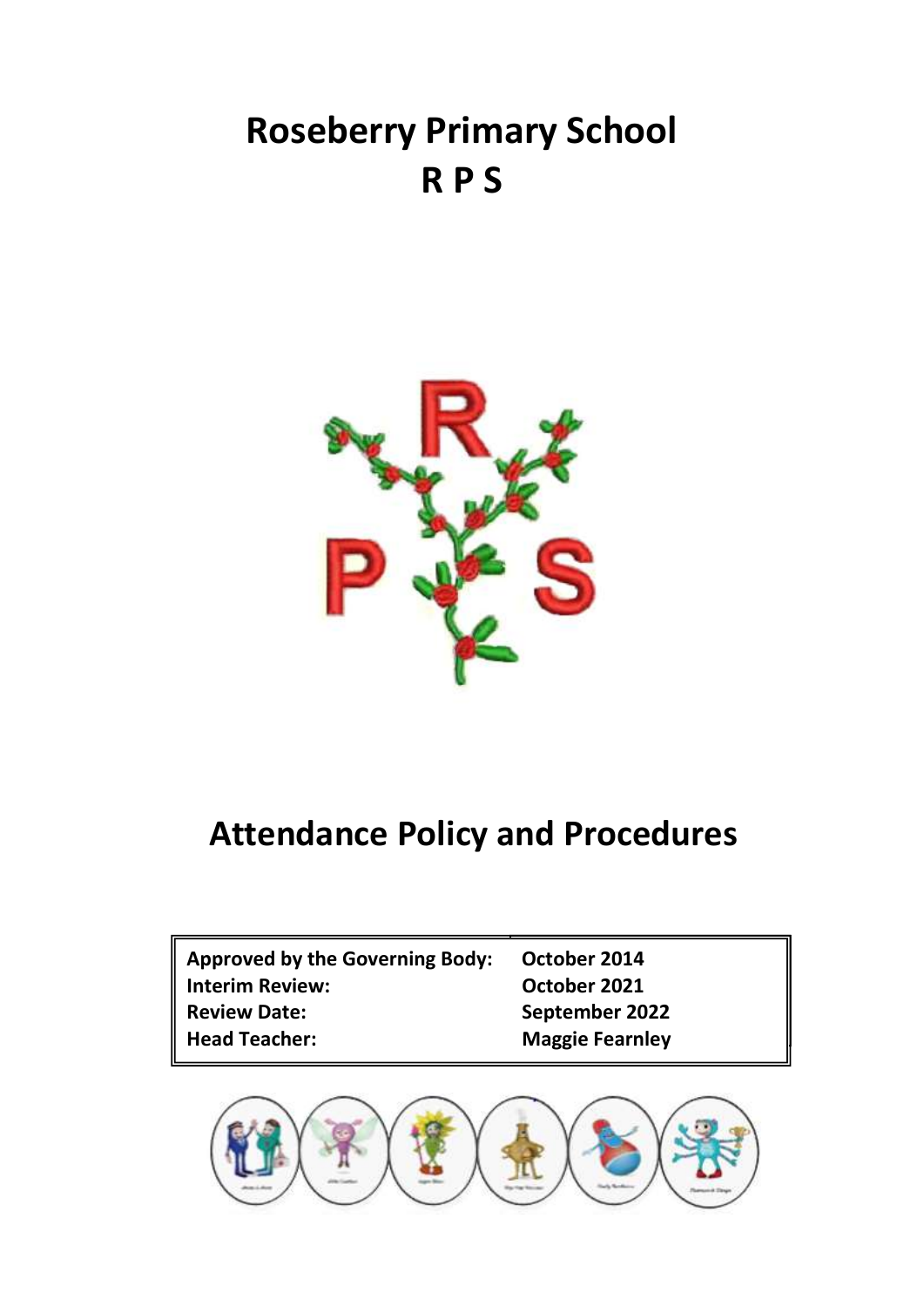# Roseberry Primary School
# R P S

# Attendance Policy and Procedures

| | |
|---|---|
| **Approved by the Governing Body:** | **October 2014** |
| **Interim Review:** | **October 2021** |
| **Review Date:** | **September 2022** |
| **Head Teacher:** | **Maggie Fearnley** |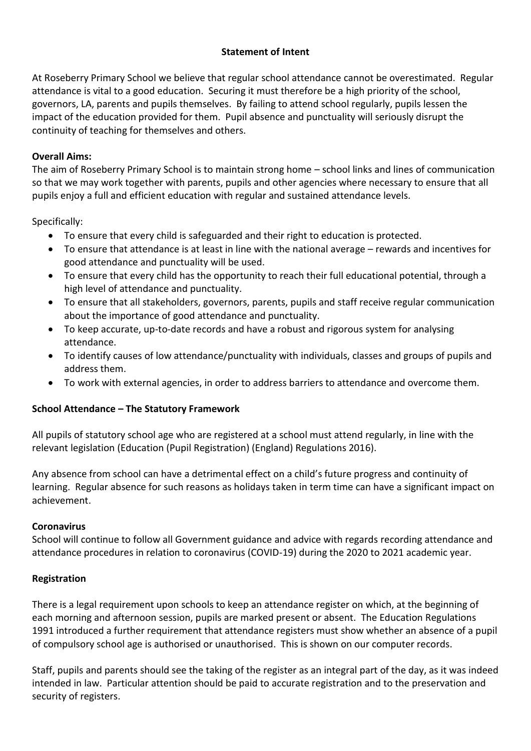**Statement of Intent**

At Roseberry Primary School we believe that regular school attendance cannot be overestimated. Regular attendance is vital to a good education. Securing it must therefore be a high priority of the school, governors, LA, parents and pupils themselves. By failing to attend school regularly, pupils lessen the impact of the education provided for them. Pupil absence and punctuality will seriously disrupt the continuity of teaching for themselves and others.

**Overall Aims:**

The aim of Roseberry Primary School is to maintain strong home – school links and lines of communication so that we may work together with parents, pupils and other agencies where necessary to ensure that all pupils enjoy a full and efficient education with regular and sustained attendance levels.

Specifically:

- To ensure that every child is safeguarded and their right to education is protected.
- To ensure that attendance is at least in line with the national average – rewards and incentives for good attendance and punctuality will be used.
- To ensure that every child has the opportunity to reach their full educational potential, through a high level of attendance and punctuality.
- To ensure that all stakeholders, governors, parents, pupils and staff receive regular communication about the importance of good attendance and punctuality.
- To keep accurate, up-to-date records and have a robust and rigorous system for analysing attendance.
- To identify causes of low attendance/punctuality with individuals, classes and groups of pupils and address them.
- To work with external agencies, in order to address barriers to attendance and overcome them.

**School Attendance – The Statutory Framework**

All pupils of statutory school age who are registered at a school must attend regularly, in line with the relevant legislation (Education (Pupil Registration) (England) Regulations 2016).

Any absence from school can have a detrimental effect on a child's future progress and continuity of learning. Regular absence for such reasons as holidays taken in term time can have a significant impact on achievement.

**Coronavirus**

School will continue to follow all Government guidance and advice with regards recording attendance and attendance procedures in relation to coronavirus (COVID-19) during the 2020 to 2021 academic year.

**Registration**

There is a legal requirement upon schools to keep an attendance register on which, at the beginning of each morning and afternoon session, pupils are marked present or absent. The Education Regulations 1991 introduced a further requirement that attendance registers must show whether an absence of a pupil of compulsory school age is authorised or unauthorised. This is shown on our computer records.

Staff, pupils and parents should see the taking of the register as an integral part of the day, as it was indeed intended in law. Particular attention should be paid to accurate registration and to the preservation and security of registers.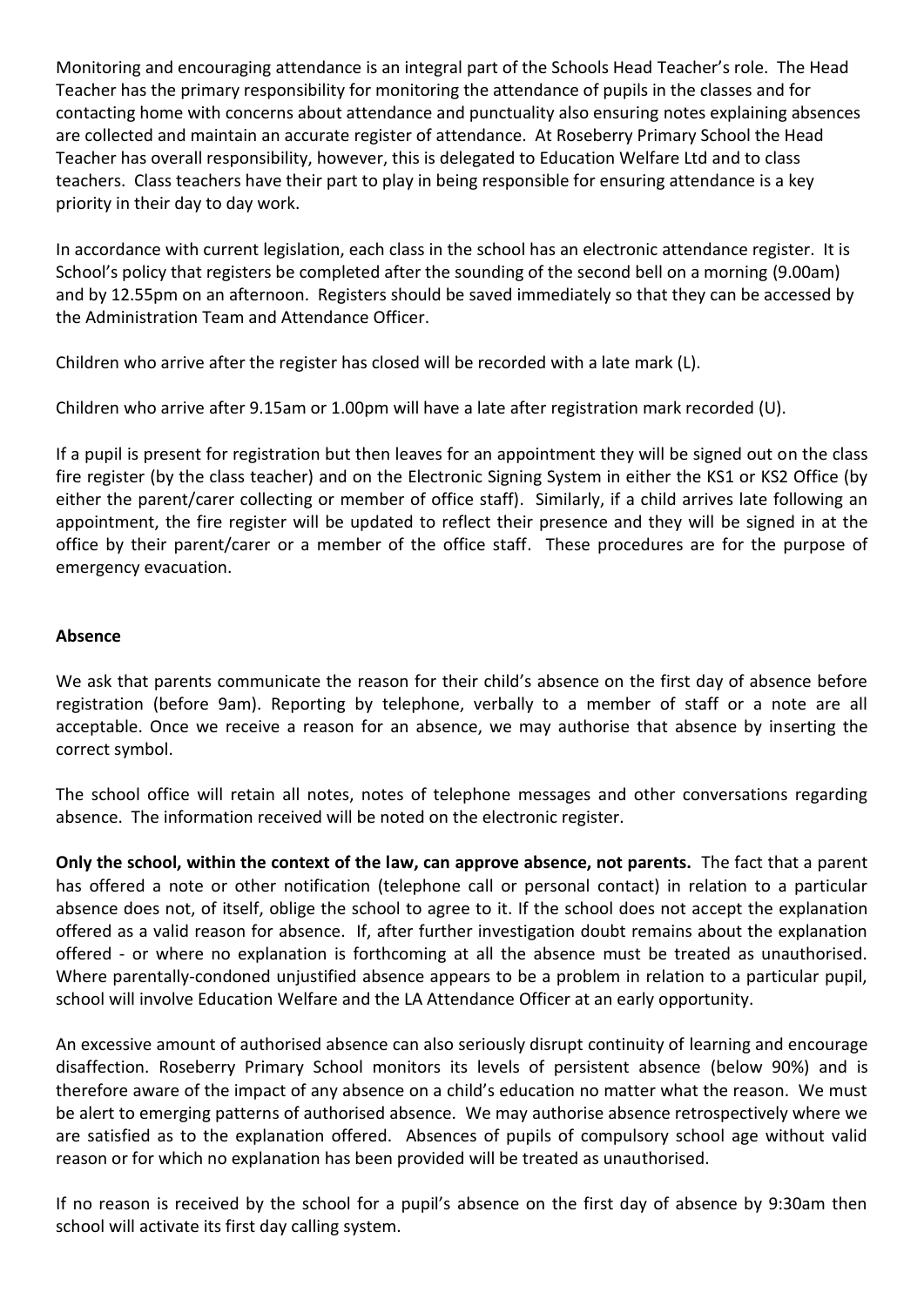Monitoring and encouraging attendance is an integral part of the Schools Head Teacher's role. The Head Teacher has the primary responsibility for monitoring the attendance of pupils in the classes and for contacting home with concerns about attendance and punctuality also ensuring notes explaining absences are collected and maintain an accurate register of attendance. At Roseberry Primary School the Head Teacher has overall responsibility, however, this is delegated to Education Welfare Ltd and to class teachers. Class teachers have their part to play in being responsible for ensuring attendance is a key priority in their day to day work.

In accordance with current legislation, each class in the school has an electronic attendance register. It is School's policy that registers be completed after the sounding of the second bell on a morning (9.00am) and by 12.55pm on an afternoon. Registers should be saved immediately so that they can be accessed by the Administration Team and Attendance Officer.

Children who arrive after the register has closed will be recorded with a late mark (L).

Children who arrive after 9.15am or 1.00pm will have a late after registration mark recorded (U).

If a pupil is present for registration but then leaves for an appointment they will be signed out on the class fire register (by the class teacher) and on the Electronic Signing System in either the KS1 or KS2 Office (by either the parent/carer collecting or member of office staff). Similarly, if a child arrives late following an appointment, the fire register will be updated to reflect their presence and they will be signed in at the office by their parent/carer or a member of the office staff. These procedures are for the purpose of emergency evacuation.

**Absence**

We ask that parents communicate the reason for their child's absence on the first day of absence before registration (before 9am). Reporting by telephone, verbally to a member of staff or a note are all acceptable. Once we receive a reason for an absence, we may authorise that absence by inserting the correct symbol.

The school office will retain all notes, notes of telephone messages and other conversations regarding absence. The information received will be noted on the electronic register.

**Only the school, within the context of the law, can approve absence, not parents.** The fact that a parent has offered a note or other notification (telephone call or personal contact) in relation to a particular absence does not, of itself, oblige the school to agree to it. If the school does not accept the explanation offered as a valid reason for absence. If, after further investigation doubt remains about the explanation offered - or where no explanation is forthcoming at all the absence must be treated as unauthorised. Where parentally-condoned unjustified absence appears to be a problem in relation to a particular pupil, school will involve Education Welfare and the LA Attendance Officer at an early opportunity.

An excessive amount of authorised absence can also seriously disrupt continuity of learning and encourage disaffection. Roseberry Primary School monitors its levels of persistent absence (below 90%) and is therefore aware of the impact of any absence on a child's education no matter what the reason. We must be alert to emerging patterns of authorised absence. We may authorise absence retrospectively where we are satisfied as to the explanation offered. Absences of pupils of compulsory school age without valid reason or for which no explanation has been provided will be treated as unauthorised.

If no reason is received by the school for a pupil's absence on the first day of absence by 9:30am then school will activate its first day calling system.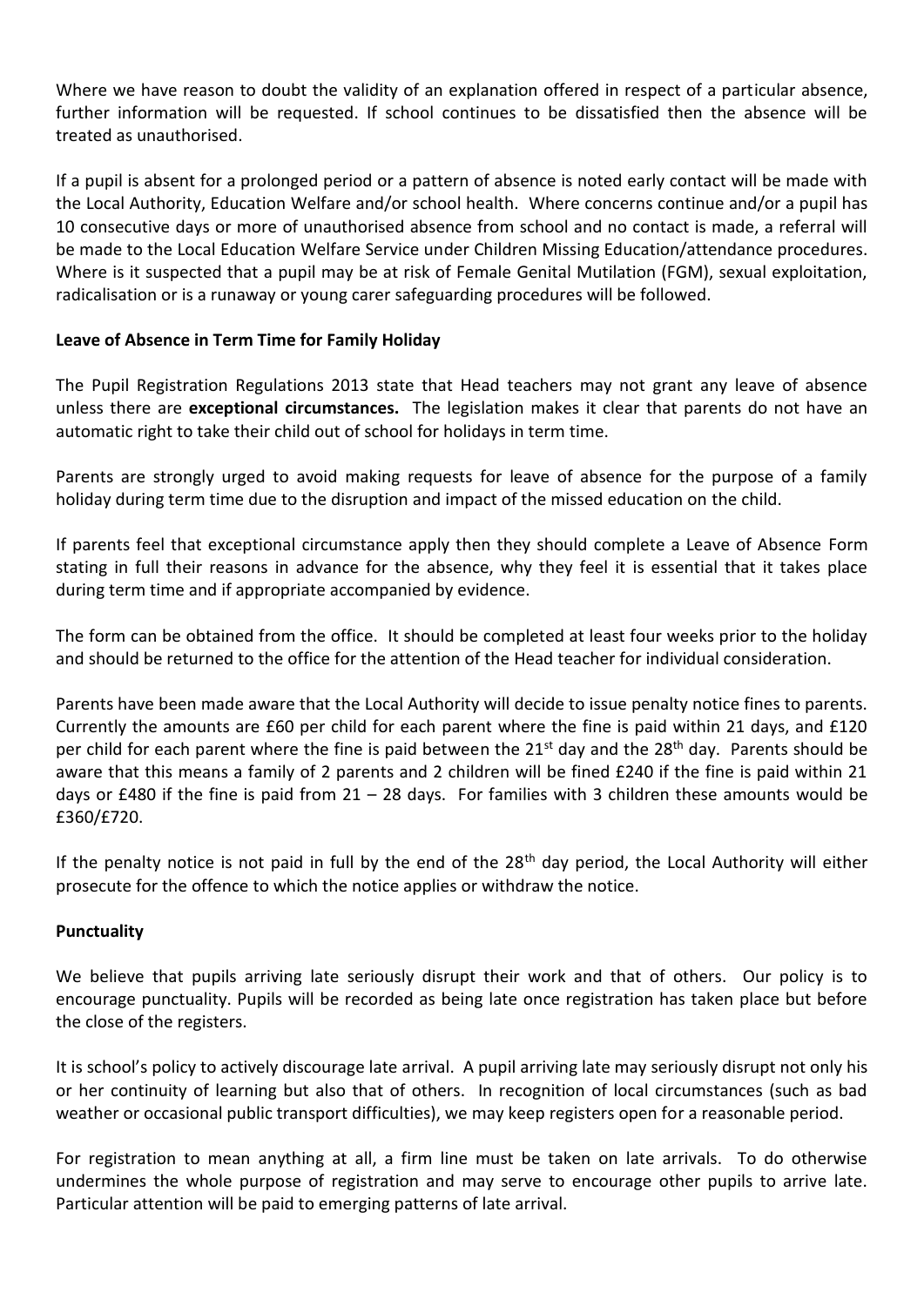Where we have reason to doubt the validity of an explanation offered in respect of a particular absence, further information will be requested. If school continues to be dissatisfied then the absence will be treated as unauthorised.

If a pupil is absent for a prolonged period or a pattern of absence is noted early contact will be made with the Local Authority, Education Welfare and/or school health. Where concerns continue and/or a pupil has 10 consecutive days or more of unauthorised absence from school and no contact is made, a referral will be made to the Local Education Welfare Service under Children Missing Education/attendance procedures. Where is it suspected that a pupil may be at risk of Female Genital Mutilation (FGM), sexual exploitation, radicalisation or is a runaway or young carer safeguarding procedures will be followed.

**Leave of Absence in Term Time for Family Holiday**

The Pupil Registration Regulations 2013 state that Head teachers may not grant any leave of absence unless there are **exceptional circumstances.** The legislation makes it clear that parents do not have an automatic right to take their child out of school for holidays in term time.

Parents are strongly urged to avoid making requests for leave of absence for the purpose of a family holiday during term time due to the disruption and impact of the missed education on the child.

If parents feel that exceptional circumstance apply then they should complete a Leave of Absence Form stating in full their reasons in advance for the absence, why they feel it is essential that it takes place during term time and if appropriate accompanied by evidence.

The form can be obtained from the office. It should be completed at least four weeks prior to the holiday and should be returned to the office for the attention of the Head teacher for individual consideration.

Parents have been made aware that the Local Authority will decide to issue penalty notice fines to parents. Currently the amounts are £60 per child for each parent where the fine is paid within 21 days, and £120 per child for each parent where the fine is paid between the 21st day and the 28th day. Parents should be aware that this means a family of 2 parents and 2 children will be fined £240 if the fine is paid within 21 days or £480 if the fine is paid from 21 – 28 days. For families with 3 children these amounts would be £360/£720.

If the penalty notice is not paid in full by the end of the 28th day period, the Local Authority will either prosecute for the offence to which the notice applies or withdraw the notice.

**Punctuality**

We believe that pupils arriving late seriously disrupt their work and that of others. Our policy is to encourage punctuality. Pupils will be recorded as being late once registration has taken place but before the close of the registers.

It is school's policy to actively discourage late arrival. A pupil arriving late may seriously disrupt not only his or her continuity of learning but also that of others. In recognition of local circumstances (such as bad weather or occasional public transport difficulties), we may keep registers open for a reasonable period.

For registration to mean anything at all, a firm line must be taken on late arrivals. To do otherwise undermines the whole purpose of registration and may serve to encourage other pupils to arrive late. Particular attention will be paid to emerging patterns of late arrival.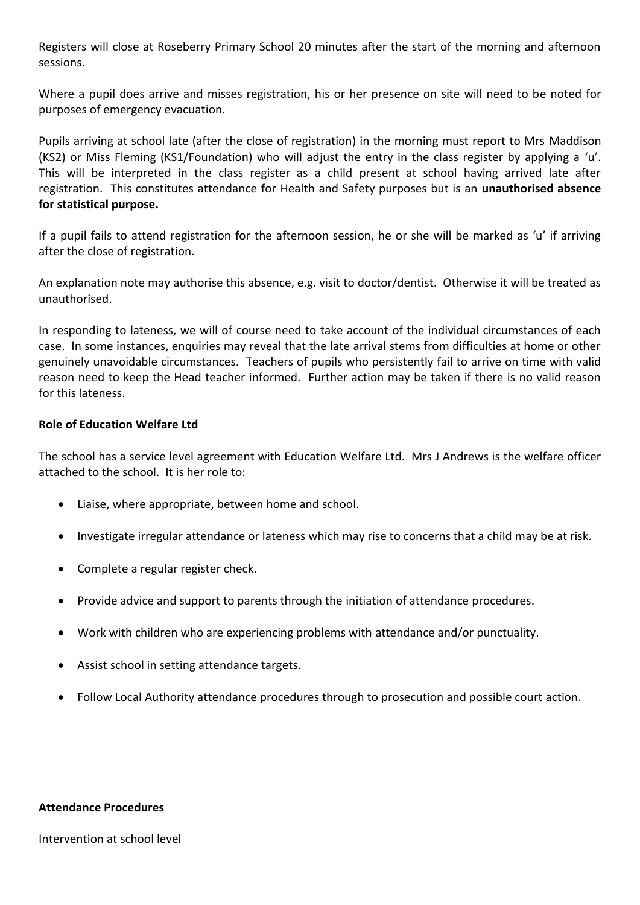Registers will close at Roseberry Primary School 20 minutes after the start of the morning and afternoon sessions.

Where a pupil does arrive and misses registration, his or her presence on site will need to be noted for purposes of emergency evacuation.

Pupils arriving at school late (after the close of registration) in the morning must report to Mrs Maddison (KS2) or Miss Fleming (KS1/Foundation) who will adjust the entry in the class register by applying a 'u'. This will be interpreted in the class register as a child present at school having arrived late after registration. This constitutes attendance for Health and Safety purposes but is an **unauthorised absence for statistical purpose.**

If a pupil fails to attend registration for the afternoon session, he or she will be marked as 'u' if arriving after the close of registration.

An explanation note may authorise this absence, e.g. visit to doctor/dentist. Otherwise it will be treated as unauthorised.

In responding to lateness, we will of course need to take account of the individual circumstances of each case. In some instances, enquiries may reveal that the late arrival stems from difficulties at home or other genuinely unavoidable circumstances. Teachers of pupils who persistently fail to arrive on time with valid reason need to keep the Head teacher informed. Further action may be taken if there is no valid reason for this lateness.

**Role of Education Welfare Ltd**

The school has a service level agreement with Education Welfare Ltd. Mrs J Andrews is the welfare officer attached to the school. It is her role to:

- Liaise, where appropriate, between home and school.
- Investigate irregular attendance or lateness which may rise to concerns that a child may be at risk.
- Complete a regular register check.
- Provide advice and support to parents through the initiation of attendance procedures.
- Work with children who are experiencing problems with attendance and/or punctuality.
- Assist school in setting attendance targets.
- Follow Local Authority attendance procedures through to prosecution and possible court action.

**Attendance Procedures**

Intervention at school level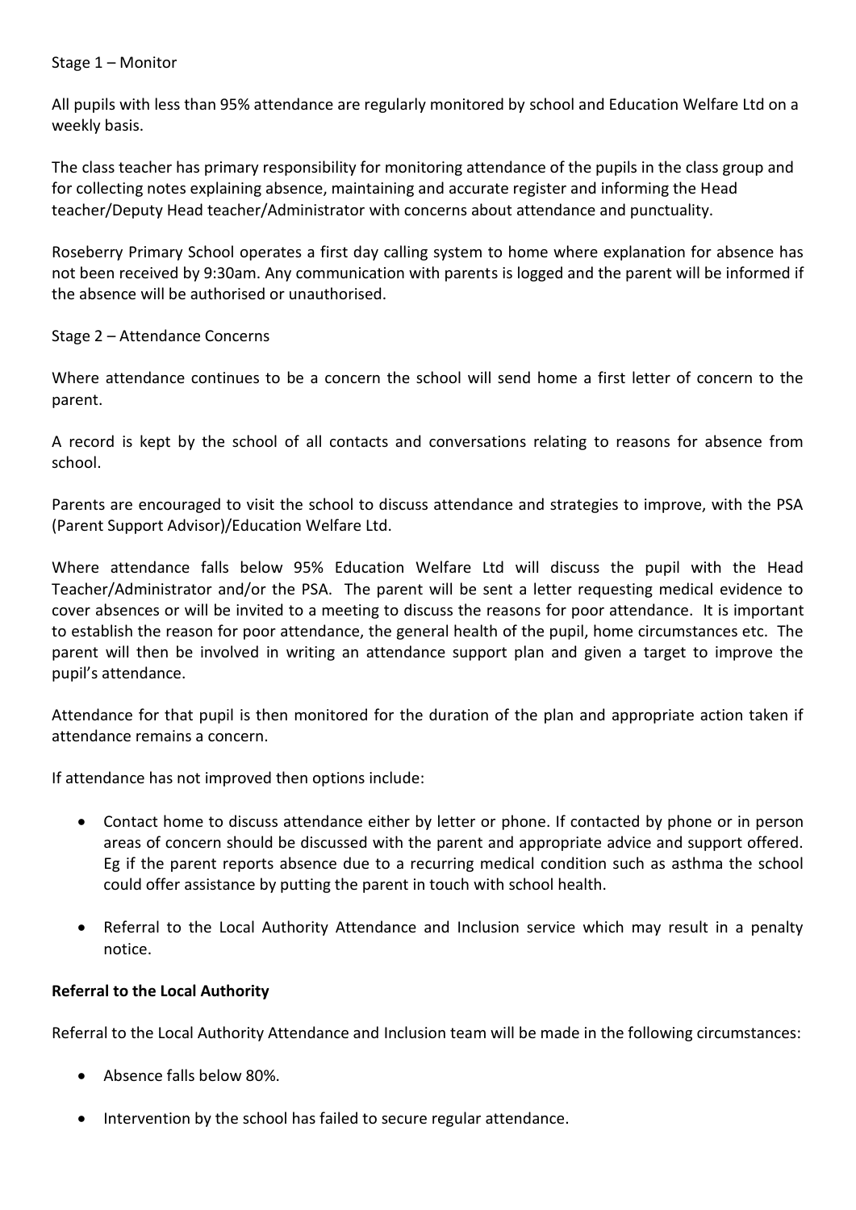Stage 1 – Monitor

All pupils with less than 95% attendance are regularly monitored by school and Education Welfare Ltd on a weekly basis.

The class teacher has primary responsibility for monitoring attendance of the pupils in the class group and for collecting notes explaining absence, maintaining and accurate register and informing the Head teacher/Deputy Head teacher/Administrator with concerns about attendance and punctuality.

Roseberry Primary School operates a first day calling system to home where explanation for absence has not been received by 9:30am. Any communication with parents is logged and the parent will be informed if the absence will be authorised or unauthorised.

Stage 2 – Attendance Concerns

Where attendance continues to be a concern the school will send home a first letter of concern to the parent.

A record is kept by the school of all contacts and conversations relating to reasons for absence from school.

Parents are encouraged to visit the school to discuss attendance and strategies to improve, with the PSA (Parent Support Advisor)/Education Welfare Ltd.

Where attendance falls below 95% Education Welfare Ltd will discuss the pupil with the Head Teacher/Administrator and/or the PSA. The parent will be sent a letter requesting medical evidence to cover absences or will be invited to a meeting to discuss the reasons for poor attendance. It is important to establish the reason for poor attendance, the general health of the pupil, home circumstances etc. The parent will then be involved in writing an attendance support plan and given a target to improve the pupil's attendance.

Attendance for that pupil is then monitored for the duration of the plan and appropriate action taken if attendance remains a concern.

If attendance has not improved then options include:

- Contact home to discuss attendance either by letter or phone. If contacted by phone or in person areas of concern should be discussed with the parent and appropriate advice and support offered. Eg if the parent reports absence due to a recurring medical condition such as asthma the school could offer assistance by putting the parent in touch with school health.
- Referral to the Local Authority Attendance and Inclusion service which may result in a penalty notice.

**Referral to the Local Authority**

Referral to the Local Authority Attendance and Inclusion team will be made in the following circumstances:

- Absence falls below 80%.
- Intervention by the school has failed to secure regular attendance.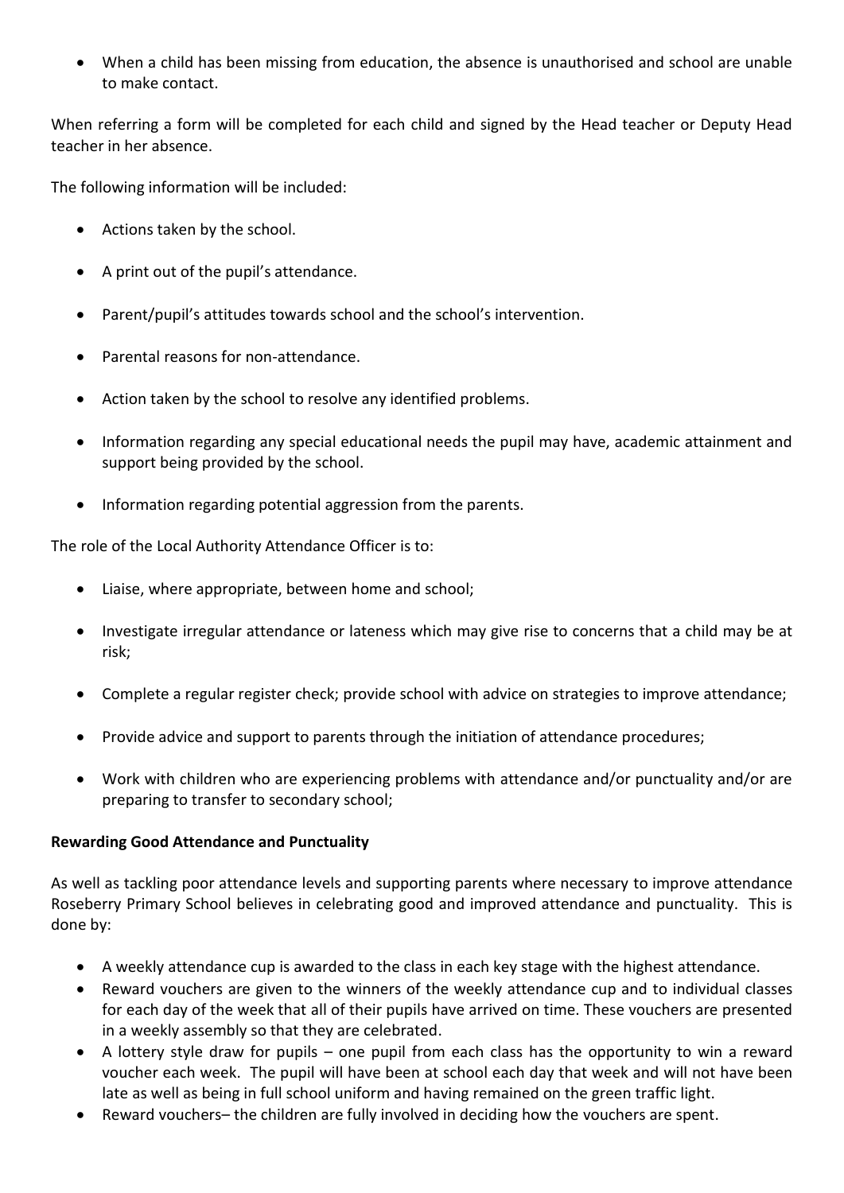- When a child has been missing from education, the absence is unauthorised and school are unable to make contact.

When referring a form will be completed for each child and signed by the Head teacher or Deputy Head teacher in her absence.

The following information will be included:

- Actions taken by the school.
- A print out of the pupil's attendance.
- Parent/pupil's attitudes towards school and the school's intervention.
- Parental reasons for non-attendance.
- Action taken by the school to resolve any identified problems.
- Information regarding any special educational needs the pupil may have, academic attainment and support being provided by the school.
- Information regarding potential aggression from the parents.

The role of the Local Authority Attendance Officer is to:

- Liaise, where appropriate, between home and school;
- Investigate irregular attendance or lateness which may give rise to concerns that a child may be at risk;
- Complete a regular register check; provide school with advice on strategies to improve attendance;
- Provide advice and support to parents through the initiation of attendance procedures;
- Work with children who are experiencing problems with attendance and/or punctuality and/or are preparing to transfer to secondary school;

**Rewarding Good Attendance and Punctuality**

As well as tackling poor attendance levels and supporting parents where necessary to improve attendance Roseberry Primary School believes in celebrating good and improved attendance and punctuality. This is done by:

- A weekly attendance cup is awarded to the class in each key stage with the highest attendance.
- Reward vouchers are given to the winners of the weekly attendance cup and to individual classes for each day of the week that all of their pupils have arrived on time. These vouchers are presented in a weekly assembly so that they are celebrated.
- A lottery style draw for pupils – one pupil from each class has the opportunity to win a reward voucher each week. The pupil will have been at school each day that week and will not have been late as well as being in full school uniform and having remained on the green traffic light.
- Reward vouchers– the children are fully involved in deciding how the vouchers are spent.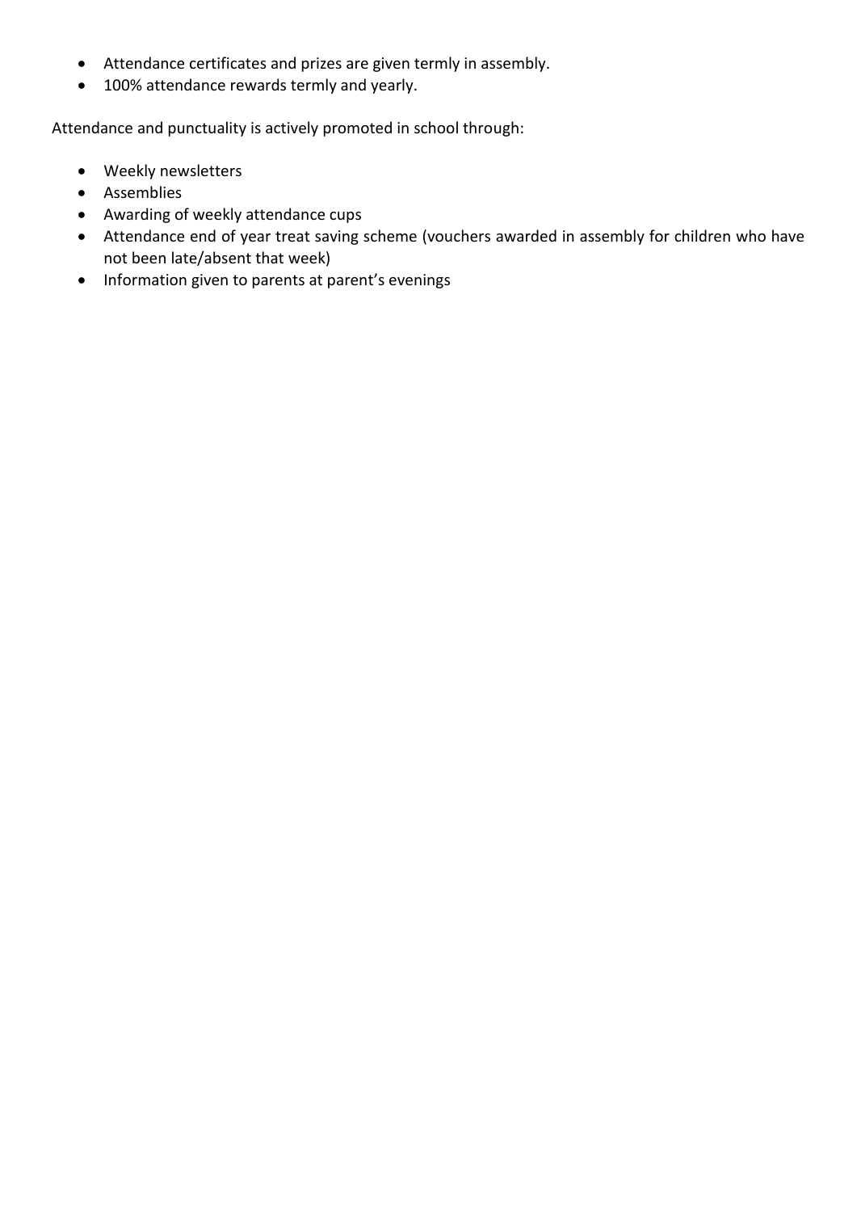- Attendance certificates and prizes are given termly in assembly.
- 100% attendance rewards termly and yearly.

Attendance and punctuality is actively promoted in school through:

- Weekly newsletters
- Assemblies
- Awarding of weekly attendance cups
- Attendance end of year treat saving scheme (vouchers awarded in assembly for children who have not been late/absent that week)
- Information given to parents at parent's evenings